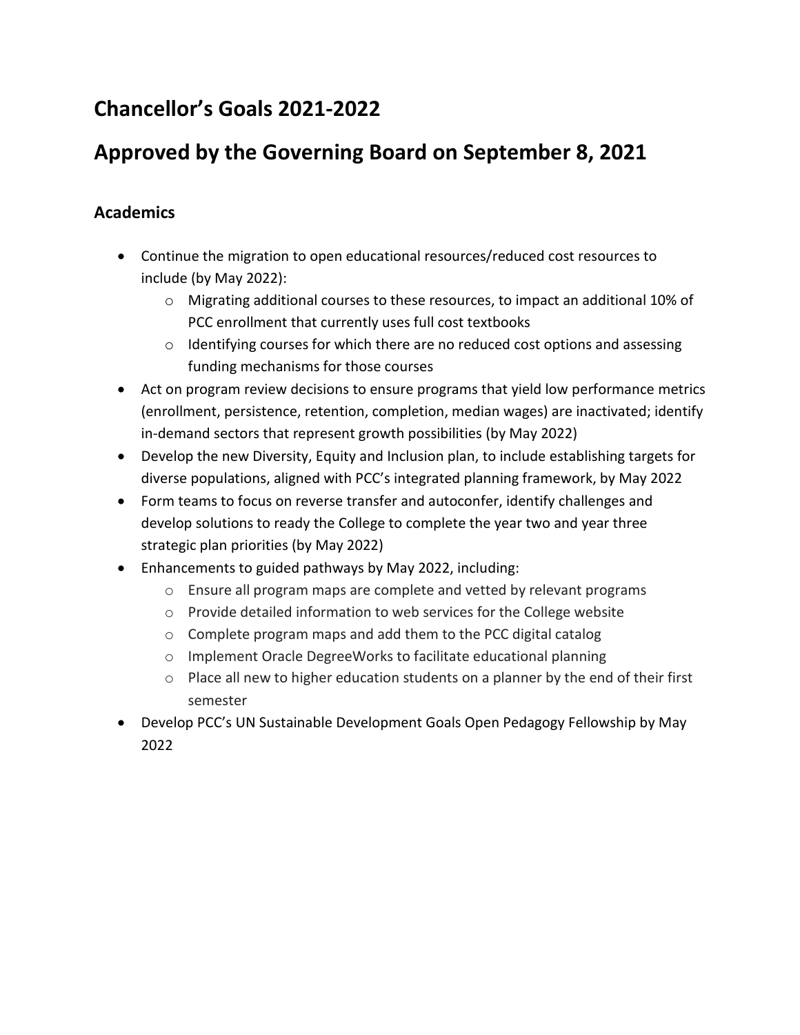# Chancellor's Goals 2021-2022

# Approved by the Governing Board on September 8, 2021

## Academics

- Continue the migration to open educational resources/reduced cost resources to include (by May 2022):
  - Migrating additional courses to these resources, to impact an additional 10% of PCC enrollment that currently uses full cost textbooks
  - Identifying courses for which there are no reduced cost options and assessing funding mechanisms for those courses
- Act on program review decisions to ensure programs that yield low performance metrics (enrollment, persistence, retention, completion, median wages) are inactivated; identify in-demand sectors that represent growth possibilities (by May 2022)
- Develop the new Diversity, Equity and Inclusion plan, to include establishing targets for diverse populations, aligned with PCC's integrated planning framework, by May 2022
- Form teams to focus on reverse transfer and autoconfer, identify challenges and develop solutions to ready the College to complete the year two and year three strategic plan priorities (by May 2022)
- Enhancements to guided pathways by May 2022, including:
  - Ensure all program maps are complete and vetted by relevant programs
  - Provide detailed information to web services for the College website
  - Complete program maps and add them to the PCC digital catalog
  - Implement Oracle DegreeWorks to facilitate educational planning
  - Place all new to higher education students on a planner by the end of their first semester
- Develop PCC's UN Sustainable Development Goals Open Pedagogy Fellowship by May 2022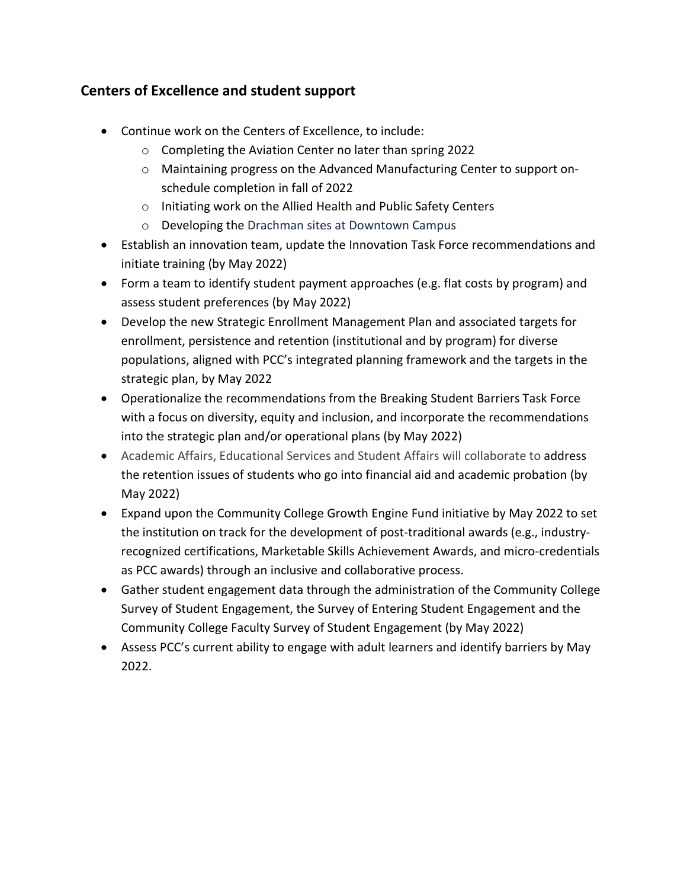## Centers of Excellence and student support

- Continue work on the Centers of Excellence, to include:
  - Completing the Aviation Center no later than spring 2022
  - Maintaining progress on the Advanced Manufacturing Center to support on-schedule completion in fall of 2022
  - Initiating work on the Allied Health and Public Safety Centers
  - Developing the Drachman sites at Downtown Campus
- Establish an innovation team, update the Innovation Task Force recommendations and initiate training (by May 2022)
- Form a team to identify student payment approaches (e.g. flat costs by program) and assess student preferences (by May 2022)
- Develop the new Strategic Enrollment Management Plan and associated targets for enrollment, persistence and retention (institutional and by program) for diverse populations, aligned with PCC's integrated planning framework and the targets in the strategic plan, by May 2022
- Operationalize the recommendations from the Breaking Student Barriers Task Force with a focus on diversity, equity and inclusion, and incorporate the recommendations into the strategic plan and/or operational plans (by May 2022)
- Academic Affairs, Educational Services and Student Affairs will collaborate to address the retention issues of students who go into financial aid and academic probation (by May 2022)
- Expand upon the Community College Growth Engine Fund initiative by May 2022 to set the institution on track for the development of post-traditional awards (e.g., industry-recognized certifications, Marketable Skills Achievement Awards, and micro-credentials as PCC awards) through an inclusive and collaborative process.
- Gather student engagement data through the administration of the Community College Survey of Student Engagement, the Survey of Entering Student Engagement and the Community College Faculty Survey of Student Engagement (by May 2022)
- Assess PCC's current ability to engage with adult learners and identify barriers by May 2022.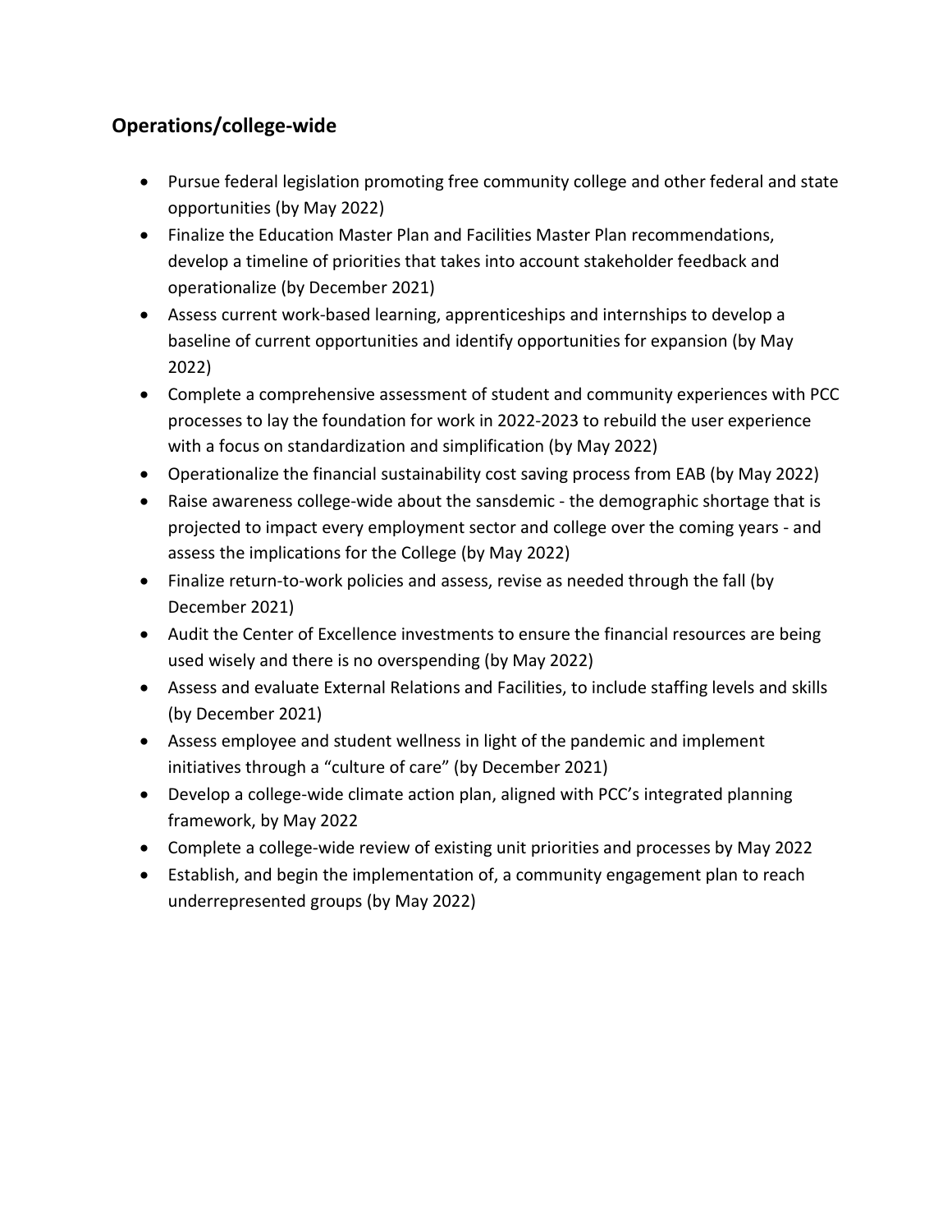## Operations/college-wide

- Pursue federal legislation promoting free community college and other federal and state opportunities (by May 2022)
- Finalize the Education Master Plan and Facilities Master Plan recommendations, develop a timeline of priorities that takes into account stakeholder feedback and operationalize (by December 2021)
- Assess current work-based learning, apprenticeships and internships to develop a baseline of current opportunities and identify opportunities for expansion (by May 2022)
- Complete a comprehensive assessment of student and community experiences with PCC processes to lay the foundation for work in 2022-2023 to rebuild the user experience with a focus on standardization and simplification (by May 2022)
- Operationalize the financial sustainability cost saving process from EAB (by May 2022)
- Raise awareness college-wide about the sansdemic - the demographic shortage that is projected to impact every employment sector and college over the coming years - and assess the implications for the College (by May 2022)
- Finalize return-to-work policies and assess, revise as needed through the fall (by December 2021)
- Audit the Center of Excellence investments to ensure the financial resources are being used wisely and there is no overspending (by May 2022)
- Assess and evaluate External Relations and Facilities, to include staffing levels and skills (by December 2021)
- Assess employee and student wellness in light of the pandemic and implement initiatives through a "culture of care" (by December 2021)
- Develop a college-wide climate action plan, aligned with PCC's integrated planning framework, by May 2022
- Complete a college-wide review of existing unit priorities and processes by May 2022
- Establish, and begin the implementation of, a community engagement plan to reach underrepresented groups (by May 2022)